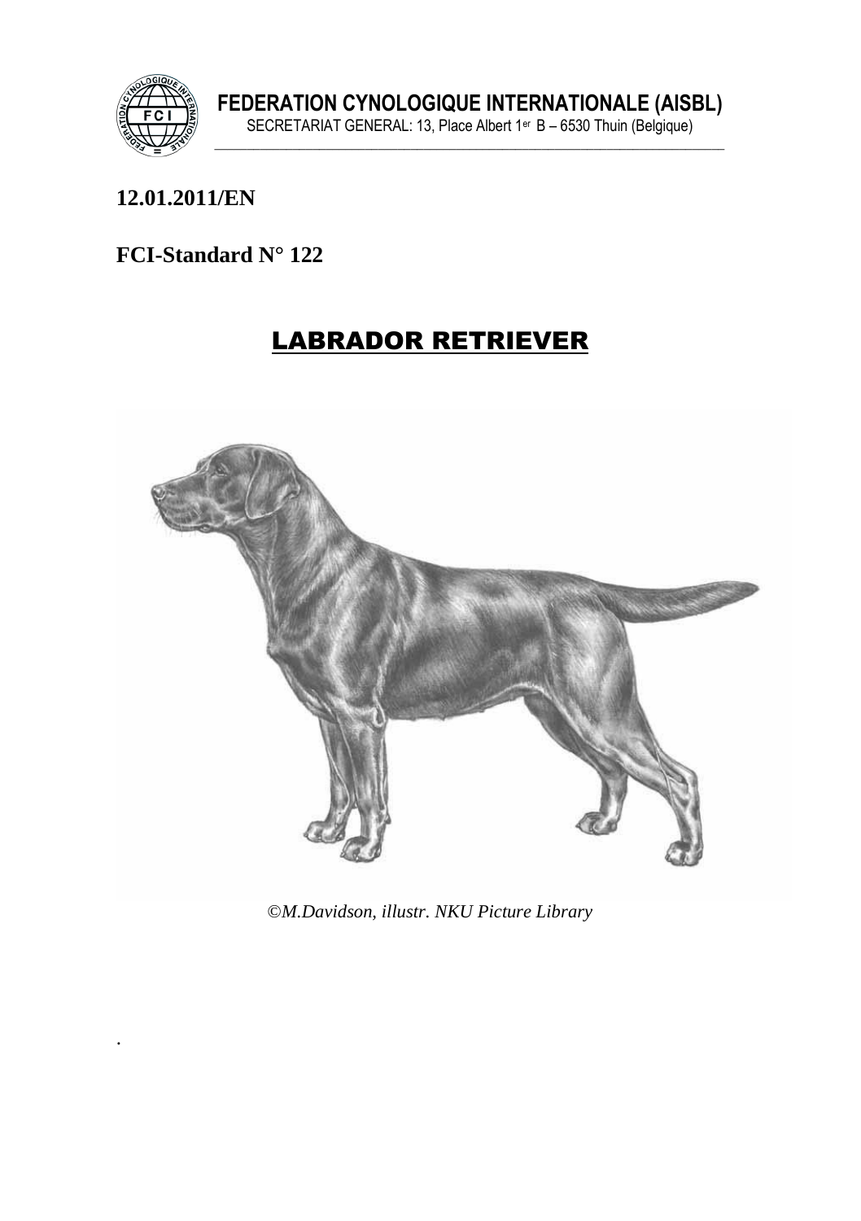**FEDERATION CYNOLOGIQUE INTERNATIONALE (AISBL)**

SECRETARIAT GENERAL: 13, Place Albert 1er B – 6530 Thuin (Belgique)

**12.01.2011/EN**

**FCI-Standard N° 122**

# LABRADOR RETRIEVER

*©M.Davidson, illustr. NKU Picture Library*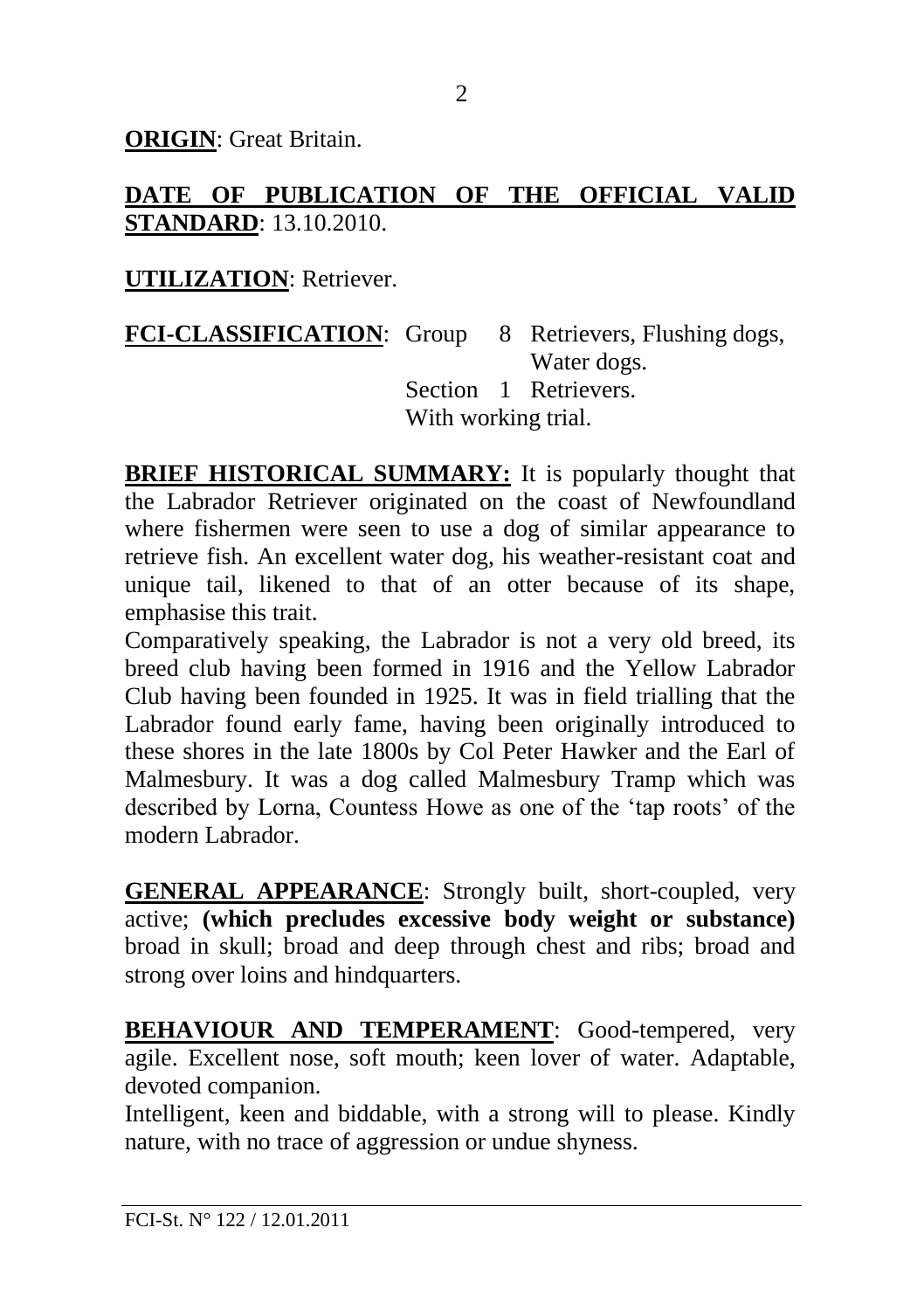**ORIGIN**: Great Britain.

**DATE OF PUBLICATION OF THE OFFICIAL VALID STANDARD**: 13.10.2010.

**UTILIZATION**: Retriever.

**FCI-CLASSIFICATION**: Group 8 Retrievers, Flushing dogs, Water dogs.
Section 1 Retrievers.
With working trial.

**BRIEF HISTORICAL SUMMARY:** It is popularly thought that the Labrador Retriever originated on the coast of Newfoundland where fishermen were seen to use a dog of similar appearance to retrieve fish. An excellent water dog, his weather-resistant coat and unique tail, likened to that of an otter because of its shape, emphasise this trait.

Comparatively speaking, the Labrador is not a very old breed, its breed club having been formed in 1916 and the Yellow Labrador Club having been founded in 1925. It was in field trialling that the Labrador found early fame, having been originally introduced to these shores in the late 1800s by Col Peter Hawker and the Earl of Malmesbury. It was a dog called Malmesbury Tramp which was described by Lorna, Countess Howe as one of the 'tap roots' of the modern Labrador.

**GENERAL APPEARANCE**: Strongly built, short-coupled, very active; **(which precludes excessive body weight or substance)** broad in skull; broad and deep through chest and ribs; broad and strong over loins and hindquarters.

**BEHAVIOUR AND TEMPERAMENT**: Good-tempered, very agile. Excellent nose, soft mouth; keen lover of water. Adaptable, devoted companion.

Intelligent, keen and biddable, with a strong will to please. Kindly nature, with no trace of aggression or undue shyness.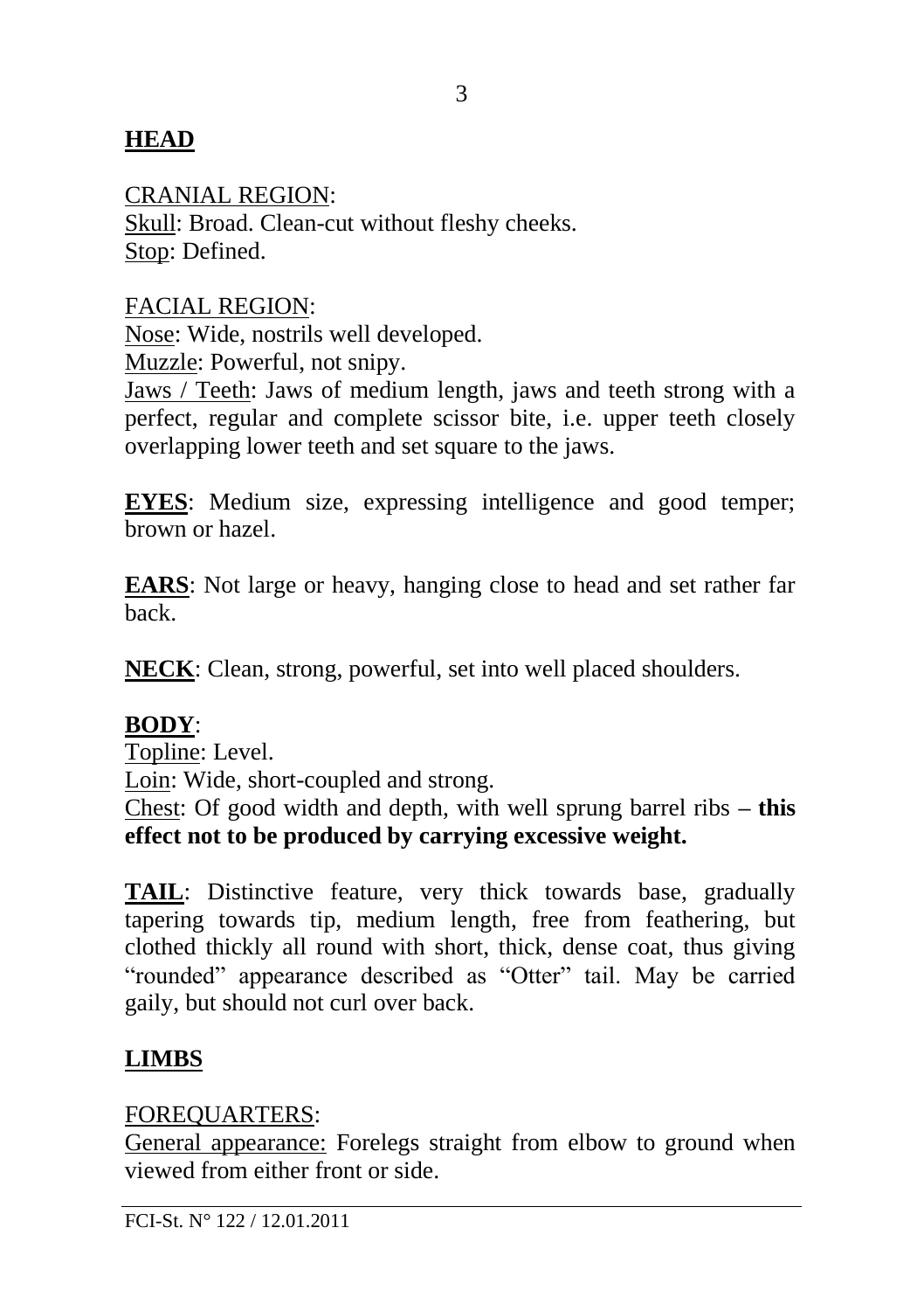**HEAD**

CRANIAL REGION:
Skull: Broad. Clean-cut without fleshy cheeks.
Stop: Defined.

FACIAL REGION:
Nose: Wide, nostrils well developed.
Muzzle: Powerful, not snipy.
Jaws / Teeth: Jaws of medium length, jaws and teeth strong with a perfect, regular and complete scissor bite, i.e. upper teeth closely overlapping lower teeth and set square to the jaws.

**EYES**: Medium size, expressing intelligence and good temper; brown or hazel.

**EARS**: Not large or heavy, hanging close to head and set rather far back.

**NECK**: Clean, strong, powerful, set into well placed shoulders.

**BODY**:
Topline: Level.
Loin: Wide, short-coupled and strong.
Chest: Of good width and depth, with well sprung barrel ribs **– this effect not to be produced by carrying excessive weight.**

**TAIL**: Distinctive feature, very thick towards base, gradually tapering towards tip, medium length, free from feathering, but clothed thickly all round with short, thick, dense coat, thus giving "rounded" appearance described as "Otter" tail. May be carried gaily, but should not curl over back.

**LIMBS**

FOREQUARTERS:
General appearance: Forelegs straight from elbow to ground when viewed from either front or side.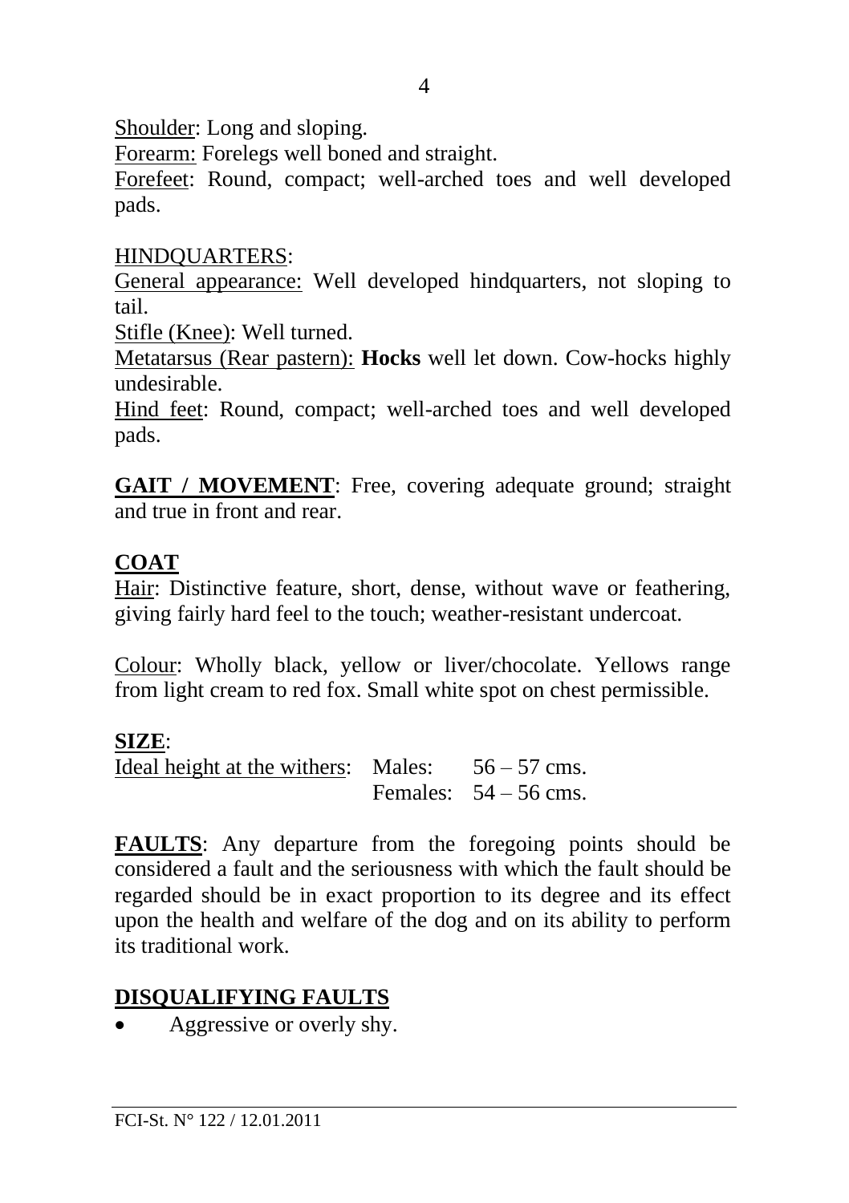Shoulder: Long and sloping.
Forearm: Forelegs well boned and straight.
Forefeet: Round, compact; well-arched toes and well developed pads.

HINDQUARTERS:
General appearance: Well developed hindquarters, not sloping to tail.
Stifle (Knee): Well turned.
Metatarsus (Rear pastern): **Hocks** well let down. Cow-hocks highly undesirable.
Hind feet: Round, compact; well-arched toes and well developed pads.

**GAIT / MOVEMENT**: Free, covering adequate ground; straight and true in front and rear.

## COAT

Hair: Distinctive feature, short, dense, without wave or feathering, giving fairly hard feel to the touch; weather-resistant undercoat.

Colour: Wholly black, yellow or liver/chocolate. Yellows range from light cream to red fox. Small white spot on chest permissible.

**SIZE**:
Ideal height at the withers: Males: 56 – 57 cms.
Females: 54 – 56 cms.

**FAULTS**: Any departure from the foregoing points should be considered a fault and the seriousness with which the fault should be regarded should be in exact proportion to its degree and its effect upon the health and welfare of the dog and on its ability to perform its traditional work.

## DISQUALIFYING FAULTS

- Aggressive or overly shy.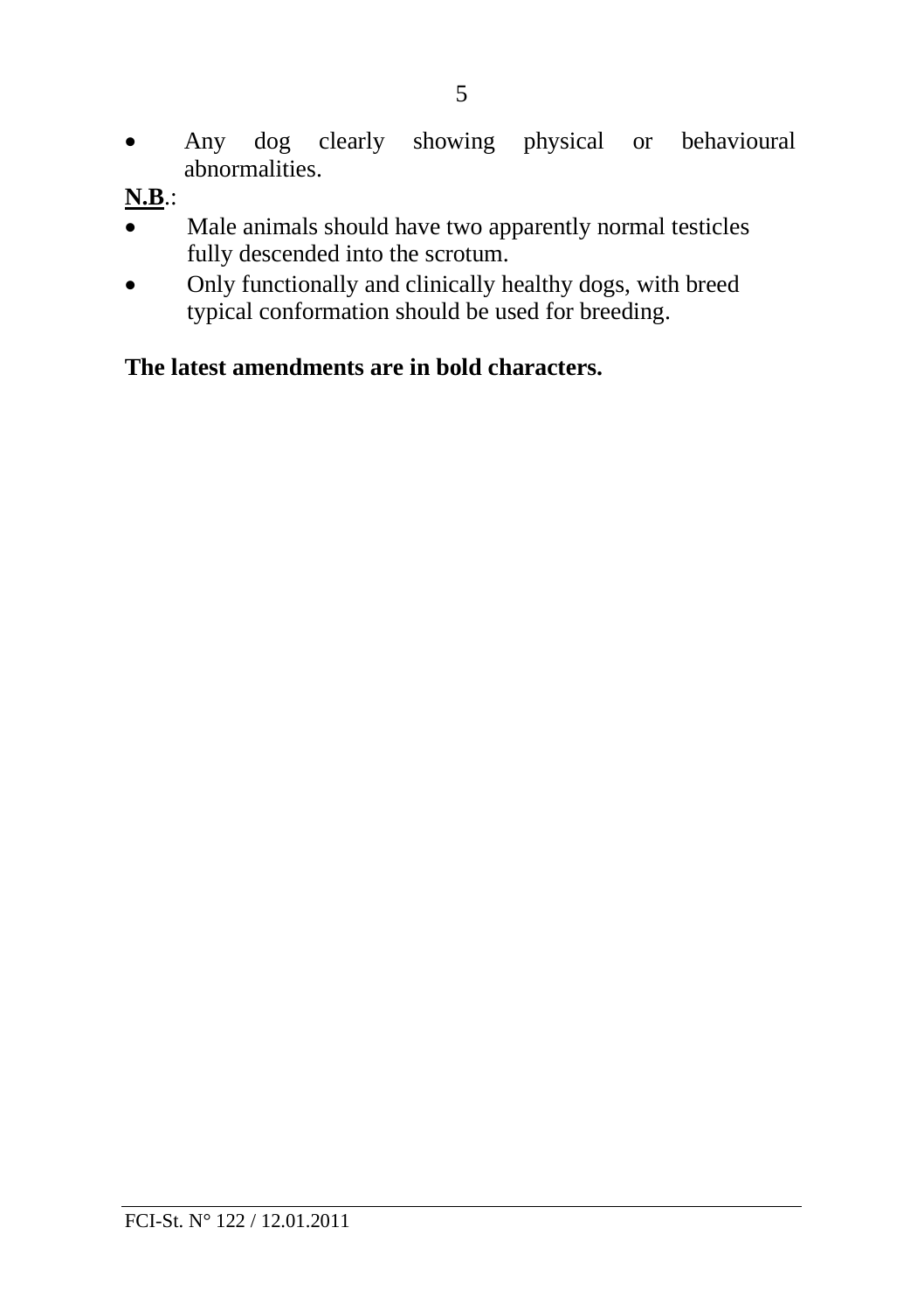- Any dog clearly showing physical or behavioural abnormalities.

**N.B.**:

- Male animals should have two apparently normal testicles fully descended into the scrotum.
- Only functionally and clinically healthy dogs, with breed typical conformation should be used for breeding.

**The latest amendments are in bold characters.**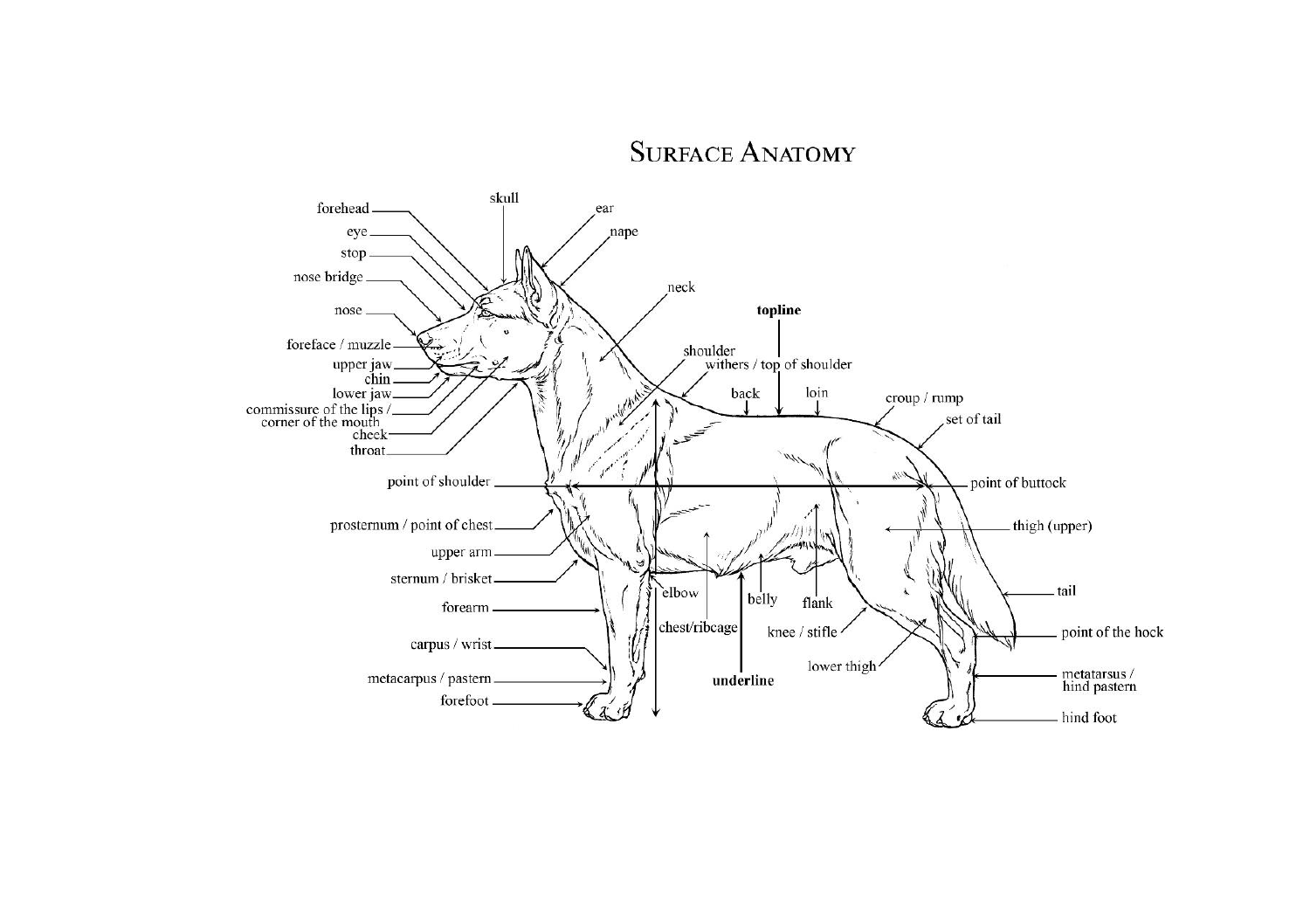# Surface Anatomy

skull
ear
nape
forehead
eye
stop
nose bridge
nose
foreface / muzzle
upper jaw
chin
lower jaw
commissure of the lips / corner of the mouth
cheek
throat
neck
topline
shoulder
withers / top of shoulder
back
loin
croup / rump
set of tail
point of shoulder
point of buttock
prosternum / point of chest
thigh (upper)
upper arm
sternum / brisket
elbow
belly
flank
tail
forearm
chest/ribcage
knee / stifle
point of the hock
carpus / wrist
lower thigh
metacarpus / pastern
underline
metatarsus / hind pastern
forefoot
hind foot